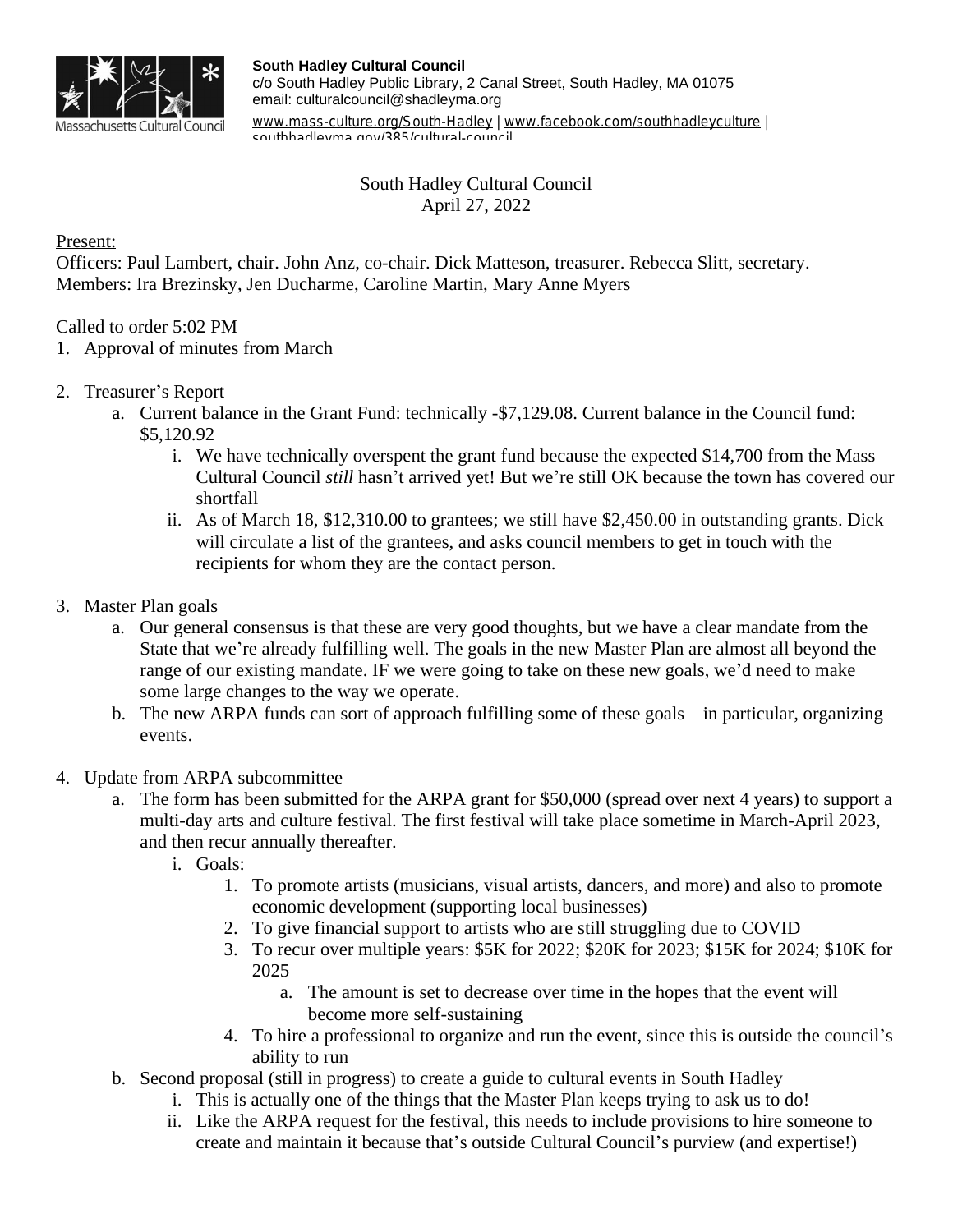**South Hadley Cultural Council**
c/o South Hadley Public Library, 2 Canal Street, South Hadley, MA 01075
email: culturalcouncil@shadleyma.org
www.mass-culture.org/South-Hadley | www.facebook.com/southhadleyculture | southhadleyma.gov/385/cultural-council

South Hadley Cultural Council
April 27, 2022

Present:
Officers: Paul Lambert, chair. John Anz, co-chair. Dick Matteson, treasurer. Rebecca Slitt, secretary.
Members: Ira Brezinsky, Jen Ducharme, Caroline Martin, Mary Anne Myers

Called to order 5:02 PM

1. Approval of minutes from March

2. Treasurer's Report
   a. Current balance in the Grant Fund: technically -$7,129.08. Current balance in the Council fund: $5,120.92
      i. We have technically overspent the grant fund because the expected $14,700 from the Mass Cultural Council *still* hasn't arrived yet! But we're still OK because the town has covered our shortfall
      ii. As of March 18, $12,310.00 to grantees; we still have $2,450.00 in outstanding grants. Dick will circulate a list of the grantees, and asks council members to get in touch with the recipients for whom they are the contact person.

3. Master Plan goals
   a. Our general consensus is that these are very good thoughts, but we have a clear mandate from the State that we're already fulfilling well. The goals in the new Master Plan are almost all beyond the range of our existing mandate. IF we were going to take on these new goals, we'd need to make some large changes to the way we operate.
   b. The new ARPA funds can sort of approach fulfilling some of these goals – in particular, organizing events.

4. Update from ARPA subcommittee
   a. The form has been submitted for the ARPA grant for $50,000 (spread over next 4 years) to support a multi-day arts and culture festival. The first festival will take place sometime in March-April 2023, and then recur annually thereafter.
      i. Goals:
         1. To promote artists (musicians, visual artists, dancers, and more) and also to promote economic development (supporting local businesses)
         2. To give financial support to artists who are still struggling due to COVID
         3. To recur over multiple years: $5K for 2022; $20K for 2023; $15K for 2024; $10K for 2025
            a. The amount is set to decrease over time in the hopes that the event will become more self-sustaining
         4. To hire a professional to organize and run the event, since this is outside the council's ability to run
   b. Second proposal (still in progress) to create a guide to cultural events in South Hadley
      i. This is actually one of the things that the Master Plan keeps trying to ask us to do!
      ii. Like the ARPA request for the festival, this needs to include provisions to hire someone to create and maintain it because that's outside Cultural Council's purview (and expertise!)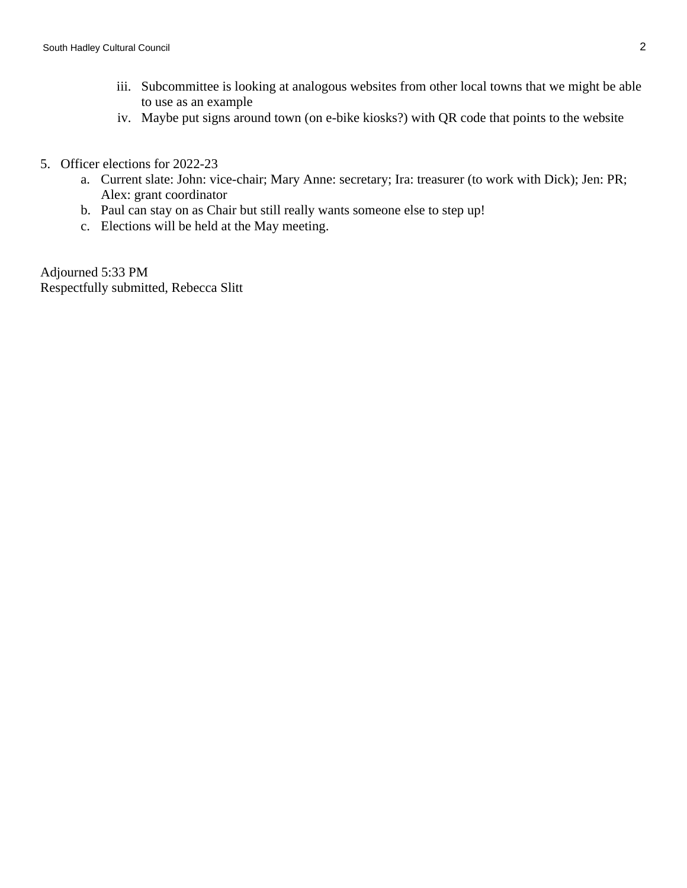iii. Subcommittee is looking at analogous websites from other local towns that we might be able to use as an example
   iv. Maybe put signs around town (on e-bike kiosks?) with QR code that points to the website

5. Officer elections for 2022-23
   a. Current slate: John: vice-chair; Mary Anne: secretary; Ira: treasurer (to work with Dick); Jen: PR; Alex: grant coordinator
   b. Paul can stay on as Chair but still really wants someone else to step up!
   c. Elections will be held at the May meeting.

Adjourned 5:33 PM
Respectfully submitted, Rebecca Slitt